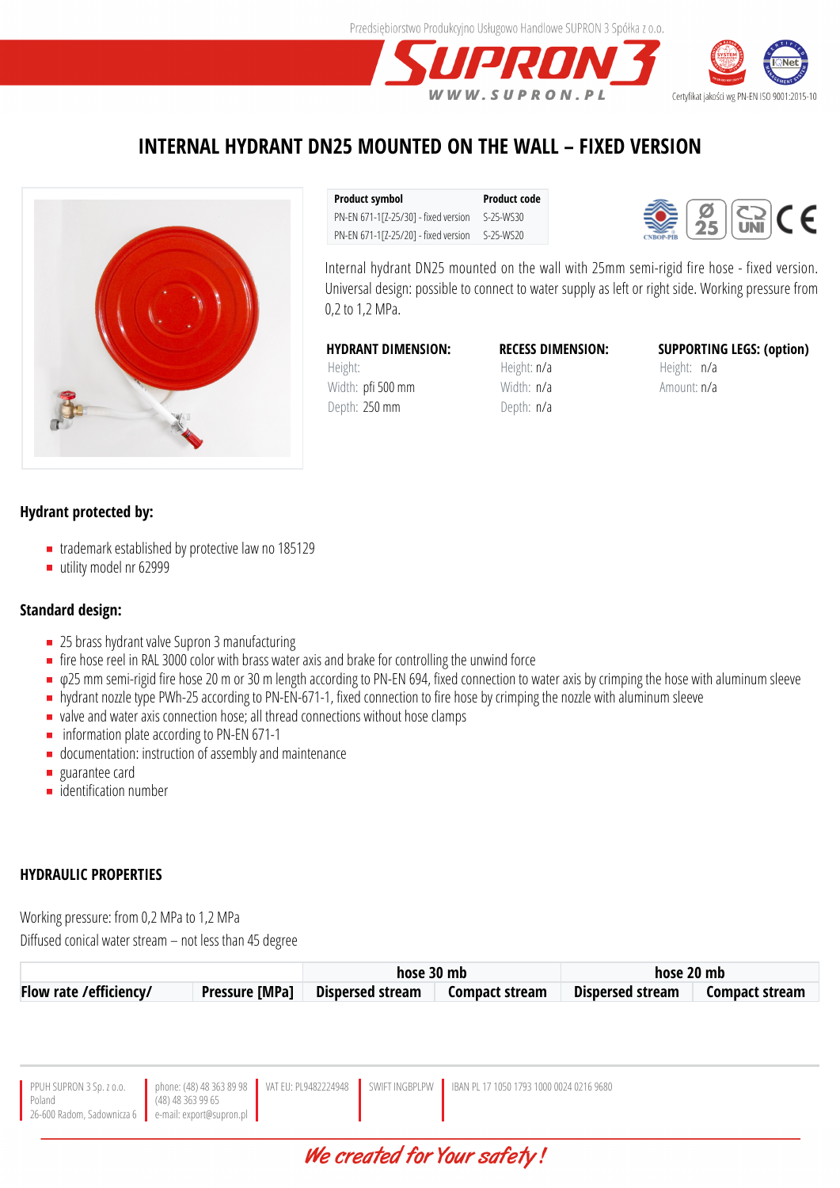Przedsiębiorstwo Produkcyjno Usługowo Handlowe SUPRON 3 Spółka z o.o.

SUPRON 3 WWW.SUPRON.PL

Certyfikat jakości wg PN-EN ISO 9001:2015-10

# INTERNAL HYDRANT DN25 MOUNTED ON THE WALL – FIXED VERSION

| Product symbol | Product code |
|---|---|
| PN-EN 671-1[Z-25/30] - fixed version | S-25-WS30 |
| PN-EN 671-1[Z-25/20] - fixed version | S-25-WS20 |

Internal hydrant DN25 mounted on the wall with 25mm semi-rigid fire hose - fixed version. Universal design: possible to connect to water supply as left or right side. Working pressure from 0,2 to 1,2 MPa.

**HYDRANT DIMENSION:**
Height:
Width: pfi 500 mm
Depth: 250 mm

**RECESS DIMENSION:**
Height: n/a
Width: n/a
Depth: n/a

**SUPPORTING LEGS: (option)**
Height: n/a
Amount: n/a

## Hydrant protected by:

- trademark established by protective law no 185129
- utility model nr 62999

## Standard design:

- 25 brass hydrant valve Supron 3 manufacturing
- fire hose reel in RAL 3000 color with brass water axis and brake for controlling the unwind force
- φ25 mm semi-rigid fire hose 20 m or 30 m length according to PN-EN 694, fixed connection to water axis by crimping the hose with aluminum sleeve
- hydrant nozzle type PWh-25 according to PN-EN-671-1, fixed connection to fire hose by crimping the nozzle with aluminum sleeve
- valve and water axis connection hose; all thread connections without hose clamps
- information plate according to PN-EN 671-1
- documentation: instruction of assembly and maintenance
- guarantee card
- identification number

## HYDRAULIC PROPERTIES

Working pressure: from 0,2 MPa to 1,2 MPa

Diffused conical water stream – not less than 45 degree

| | | hose 30 mb | | hose 20 mb | |
|---|---|---|---|---|---|
| **Flow rate /efficiency/** | **Pressure [MPa]** | **Dispersed stream** | **Compact stream** | **Dispersed stream** | **Compact stream** |

PPUH SUPRON 3 Sp. z o.o. Poland 26-600 Radom, Sadownicza 6 | phone: (48) 48 363 89 98 (48) 48 363 99 65 e-mail: export@supron.pl | VAT EU: PL9482224948 | SWIFT INGBPLPW | IBAN PL 17 1050 1793 1000 0024 0216 9680

We created for Your safety!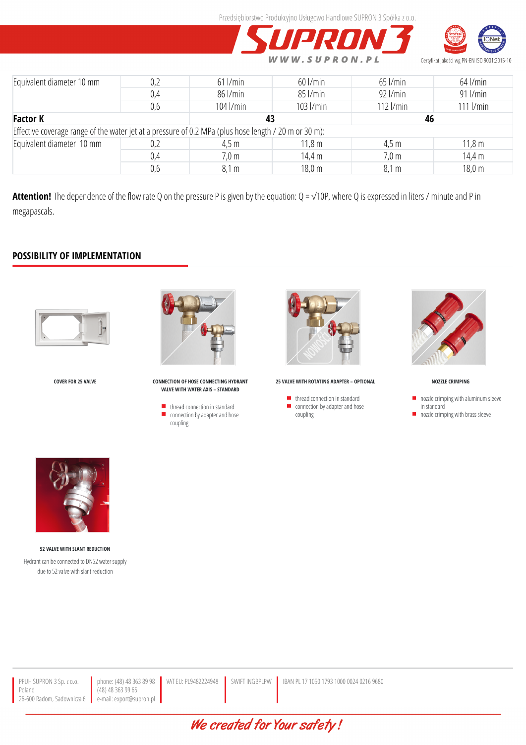| Equivalent diameter 10 mm | 0,2 | 61 l/min | 60 l/min | 65 l/min | 64 l/min |
|---|---|---|---|---|---|
| | 0,4 | 86 l/min | 85 l/min | 92 l/min | 91 l/min |
| | 0,6 | 104 l/min | 103 l/min | 112 l/min | 111 l/min |
| **Factor K** | | **43** | | **46** | |
| Effective coverage range of the water jet at a pressure of 0.2 MPa (plus hose length / 20 m or 30 m): | | | | | |
| Equivalent diameter 10 mm | 0,2 | 4,5 m | 11,8 m | 4,5 m | 11,8 m |
| | 0,4 | 7,0 m | 14,4 m | 7,0 m | 14,4 m |
| | 0,6 | 8,1 m | 18,0 m | 8,1 m | 18,0 m |

**Attention!** The dependence of the flow rate Q on the pressure P is given by the equation: $Q = \sqrt{10P}$, where Q is expressed in liters / minute and P in megapascals.

## POSSIBILITY OF IMPLEMENTATION

**COVER FOR 25 VALVE**

**CONNECTION OF HOSE CONNECTING HYDRANT VALVE WITH WATER AXIS – STANDARD**

- thread connection in standard
- connection by adapter and hose coupling

**25 VALVE WITH ROTATING ADAPTER – OPTIONAL**

- thread connection in standard
- connection by adapter and hose coupling

**NOZZLE CRIMPING**

- nozzle crimping with aluminum sleeve in standard
- nozzle crimping with brass sleeve

**52 VALVE WITH SLANT REDUCTION**

Hydrant can be connected to DN52 water supply due to 52 valve with slant reduction